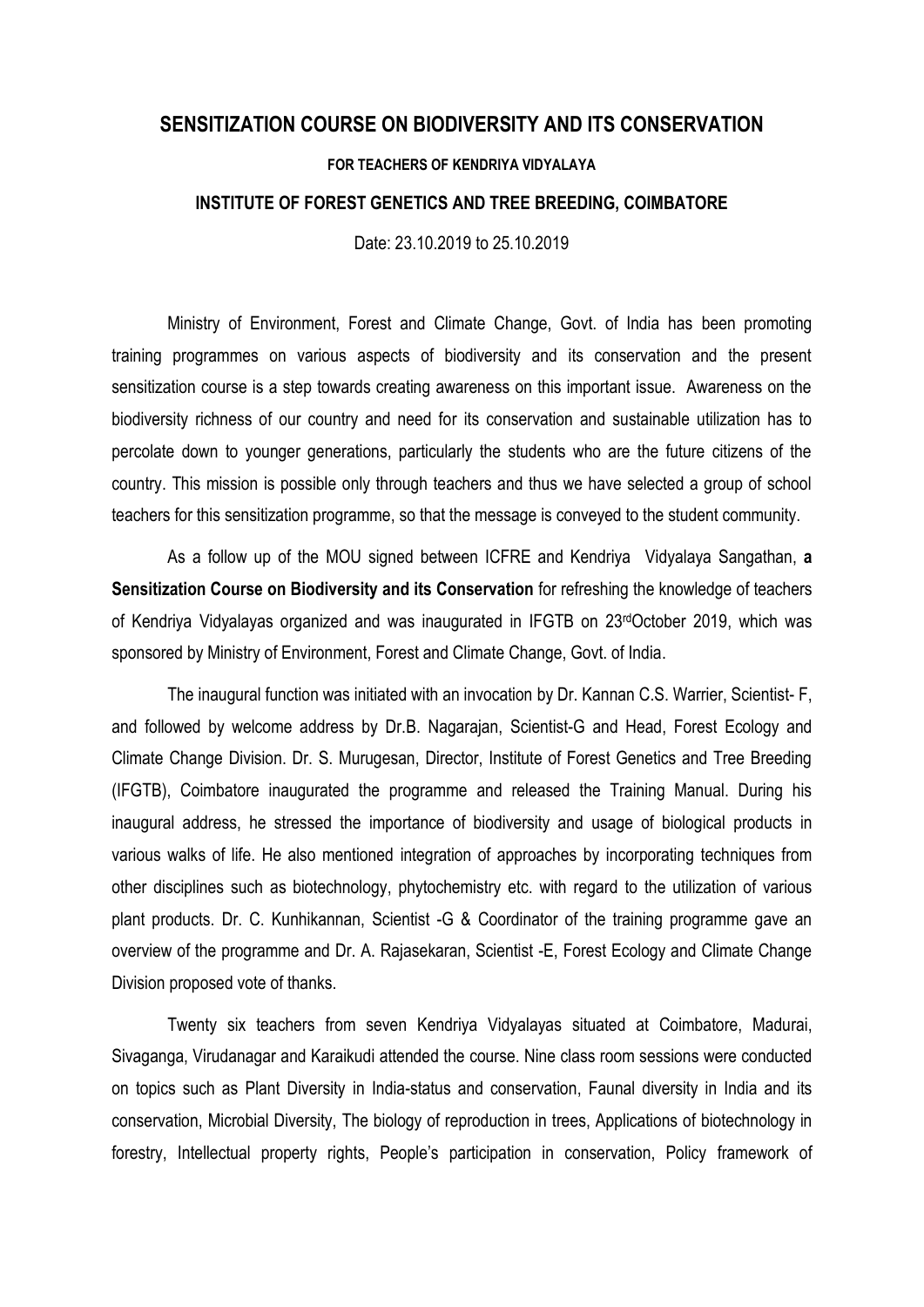# SENSITIZATION COURSE ON BIODIVERSITY AND ITS CONSERVATION

#### FOR TEACHERS OF KENDRIYA VIDYALAYA

### INSTITUTE OF FOREST GENETICS AND TREE BREEDING, COIMBATORE

Date: 23.10.2019 to 25.10.2019

Ministry of Environment, Forest and Climate Change, Govt. of India has been promoting training programmes on various aspects of biodiversity and its conservation and the present sensitization course is a step towards creating awareness on this important issue. Awareness on the biodiversity richness of our country and need for its conservation and sustainable utilization has to percolate down to younger generations, particularly the students who are the future citizens of the country. This mission is possible only through teachers and thus we have selected a group of school teachers for this sensitization programme, so that the message is conveyed to the student community.

As a follow up of the MOU signed between ICFRE and Kendriya Vidyalaya Sangathan, **a Sensitization Course on Biodiversity and its Conservation** for refreshing the knowledge of teachers of Kendriya Vidyalayas organized and was inaugurated in IFGTB on 23rd October 2019, which was sponsored by Ministry of Environment, Forest and Climate Change, Govt. of India.

The inaugural function was initiated with an invocation by Dr. Kannan C.S. Warrier, Scientist- F, and followed by welcome address by Dr.B. Nagarajan, Scientist-G and Head, Forest Ecology and Climate Change Division. Dr. S. Murugesan, Director, Institute of Forest Genetics and Tree Breeding (IFGTB), Coimbatore inaugurated the programme and released the Training Manual. During his inaugural address, he stressed the importance of biodiversity and usage of biological products in various walks of life. He also mentioned integration of approaches by incorporating techniques from other disciplines such as biotechnology, phytochemistry etc. with regard to the utilization of various plant products. Dr. C. Kunhikannan, Scientist -G & Coordinator of the training programme gave an overview of the programme and Dr. A. Rajasekaran, Scientist -E, Forest Ecology and Climate Change Division proposed vote of thanks.

Twenty six teachers from seven Kendriya Vidyalayas situated at Coimbatore, Madurai, Sivaganga, Virudanagar and Karaikudi attended the course. Nine class room sessions were conducted on topics such as Plant Diversity in India-status and conservation, Faunal diversity in India and its conservation, Microbial Diversity, The biology of reproduction in trees, Applications of biotechnology in forestry, Intellectual property rights, People's participation in conservation, Policy framework of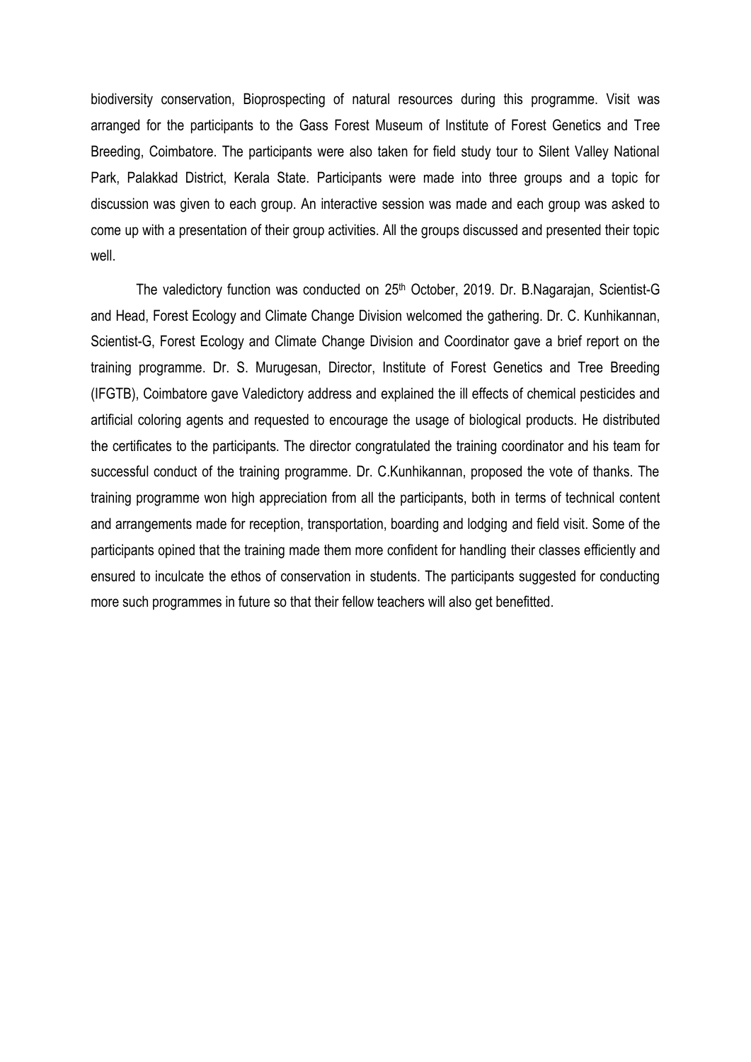biodiversity conservation, Bioprospecting of natural resources during this programme. Visit was arranged for the participants to the Gass Forest Museum of Institute of Forest Genetics and Tree Breeding, Coimbatore. The participants were also taken for field study tour to Silent Valley National Park, Palakkad District, Kerala State. Participants were made into three groups and a topic for discussion was given to each group. An interactive session was made and each group was asked to come up with a presentation of their group activities. All the groups discussed and presented their topic well.

The valedictory function was conducted on 25th October, 2019. Dr. B.Nagarajan, Scientist-G and Head, Forest Ecology and Climate Change Division welcomed the gathering. Dr. C. Kunhikannan, Scientist-G, Forest Ecology and Climate Change Division and Coordinator gave a brief report on the training programme. Dr. S. Murugesan, Director, Institute of Forest Genetics and Tree Breeding (IFGTB), Coimbatore gave Valedictory address and explained the ill effects of chemical pesticides and artificial coloring agents and requested to encourage the usage of biological products. He distributed the certificates to the participants. The director congratulated the training coordinator and his team for successful conduct of the training programme. Dr. C.Kunhikannan, proposed the vote of thanks. The training programme won high appreciation from all the participants, both in terms of technical content and arrangements made for reception, transportation, boarding and lodging and field visit. Some of the participants opined that the training made them more confident for handling their classes efficiently and ensured to inculcate the ethos of conservation in students. The participants suggested for conducting more such programmes in future so that their fellow teachers will also get benefitted.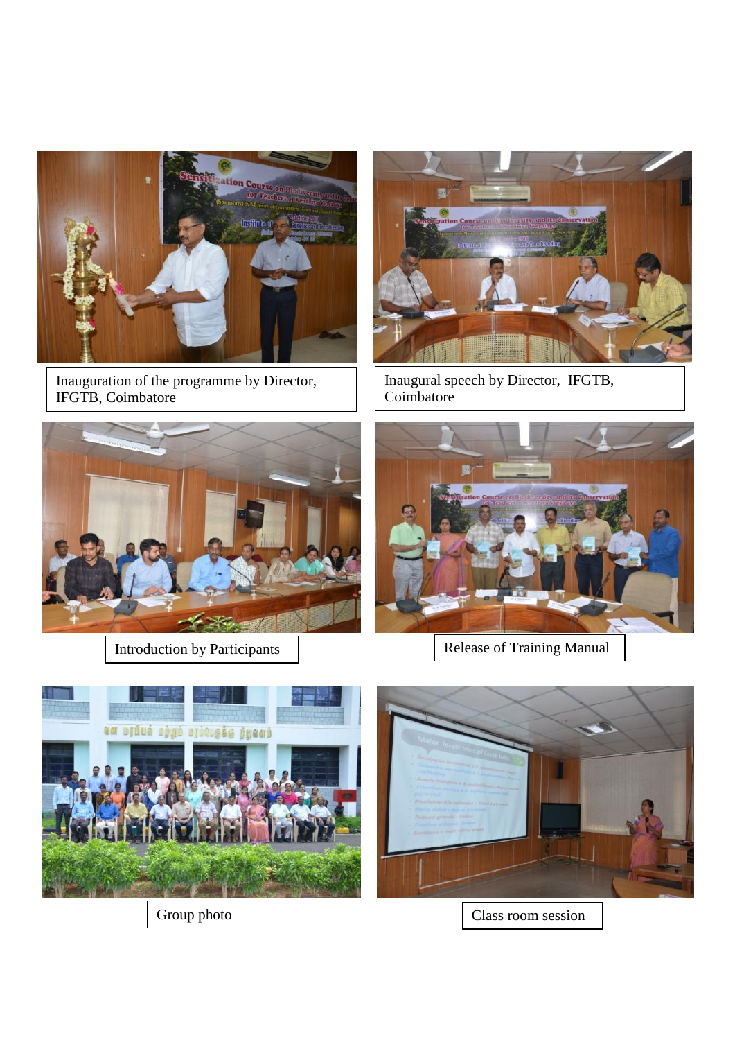Inauguration of the programme by Director, IFGTB, Coimbatore

Inaugural speech by Director, IFGTB, Coimbatore

Introduction by Participants

Release of Training Manual

Group photo

Class room session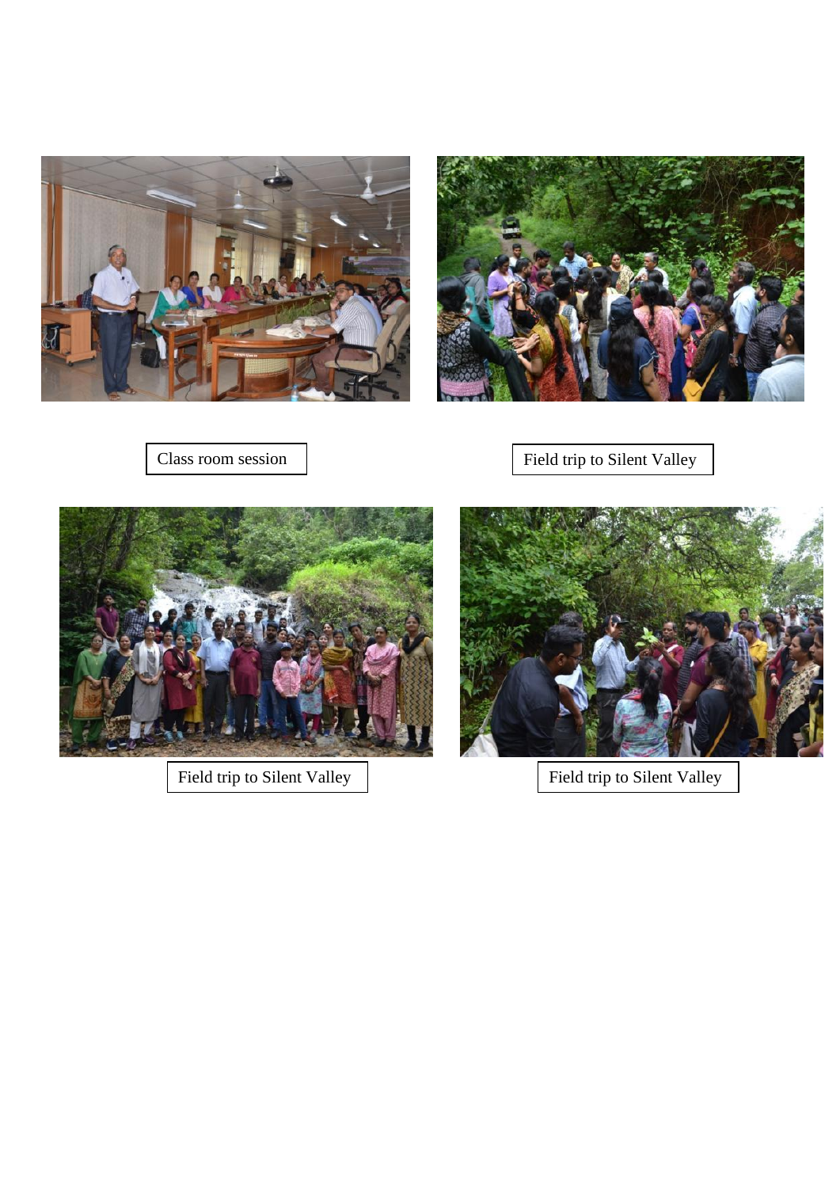Class room session

Field trip to Silent Valley

Field trip to Silent Valley

Field trip to Silent Valley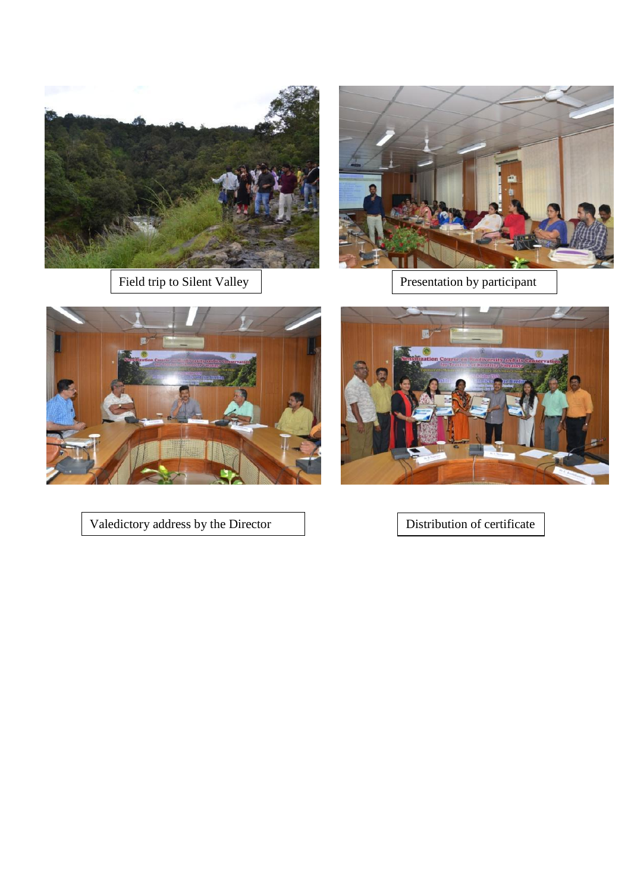Field trip to Silent Valley

Presentation by participant

Valedictory address by the Director

Distribution of certificate